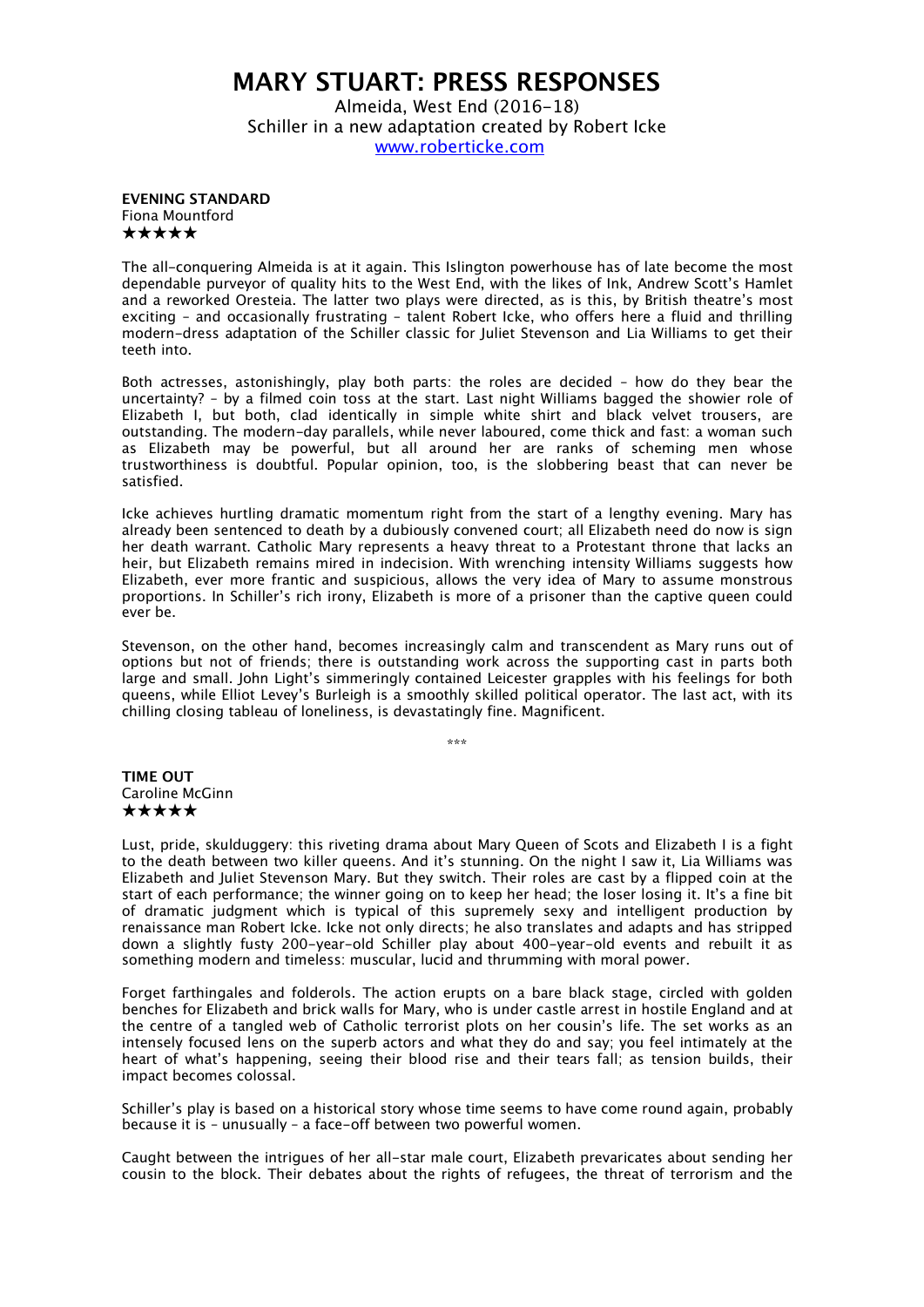# MARY STUART: PRESS RESPONSES

Almeida, West End (2016-18)
Schiller in a new adaptation created by Robert Icke
www.roberticke.com

**EVENING STANDARD**
Fiona Mountford
★★★★★

The all-conquering Almeida is at it again. This Islington powerhouse has of late become the most dependable purveyor of quality hits to the West End, with the likes of Ink, Andrew Scott's Hamlet and a reworked Oresteia. The latter two plays were directed, as is this, by British theatre's most exciting – and occasionally frustrating – talent Robert Icke, who offers here a fluid and thrilling modern-dress adaptation of the Schiller classic for Juliet Stevenson and Lia Williams to get their teeth into.

Both actresses, astonishingly, play both parts: the roles are decided – how do they bear the uncertainty? – by a filmed coin toss at the start. Last night Williams bagged the showier role of Elizabeth I, but both, clad identically in simple white shirt and black velvet trousers, are outstanding. The modern-day parallels, while never laboured, come thick and fast: a woman such as Elizabeth may be powerful, but all around her are ranks of scheming men whose trustworthiness is doubtful. Popular opinion, too, is the slobbering beast that can never be satisfied.

Icke achieves hurtling dramatic momentum right from the start of a lengthy evening. Mary has already been sentenced to death by a dubiously convened court; all Elizabeth need do now is sign her death warrant. Catholic Mary represents a heavy threat to a Protestant throne that lacks an heir, but Elizabeth remains mired in indecision. With wrenching intensity Williams suggests how Elizabeth, ever more frantic and suspicious, allows the very idea of Mary to assume monstrous proportions. In Schiller's rich irony, Elizabeth is more of a prisoner than the captive queen could ever be.

Stevenson, on the other hand, becomes increasingly calm and transcendent as Mary runs out of options but not of friends; there is outstanding work across the supporting cast in parts both large and small. John Light's simmeringly contained Leicester grapples with his feelings for both queens, while Elliot Levey's Burleigh is a smoothly skilled political operator. The last act, with its chilling closing tableau of loneliness, is devastatingly fine. Magnificent.

\*\*\*

**TIME OUT**
Caroline McGinn
★★★★★

Lust, pride, skulduggery: this riveting drama about Mary Queen of Scots and Elizabeth I is a fight to the death between two killer queens. And it's stunning. On the night I saw it, Lia Williams was Elizabeth and Juliet Stevenson Mary. But they switch. Their roles are cast by a flipped coin at the start of each performance; the winner going on to keep her head; the loser losing it. It's a fine bit of dramatic judgment which is typical of this supremely sexy and intelligent production by renaissance man Robert Icke. Icke not only directs; he also translates and adapts and has stripped down a slightly fusty 200-year-old Schiller play about 400-year-old events and rebuilt it as something modern and timeless: muscular, lucid and thrumming with moral power.

Forget farthingales and folderols. The action erupts on a bare black stage, circled with golden benches for Elizabeth and brick walls for Mary, who is under castle arrest in hostile England and at the centre of a tangled web of Catholic terrorist plots on her cousin's life. The set works as an intensely focused lens on the superb actors and what they do and say; you feel intimately at the heart of what's happening, seeing their blood rise and their tears fall; as tension builds, their impact becomes colossal.

Schiller's play is based on a historical story whose time seems to have come round again, probably because it is – unusually – a face-off between two powerful women.

Caught between the intrigues of her all-star male court, Elizabeth prevaricates about sending her cousin to the block. Their debates about the rights of refugees, the threat of terrorism and the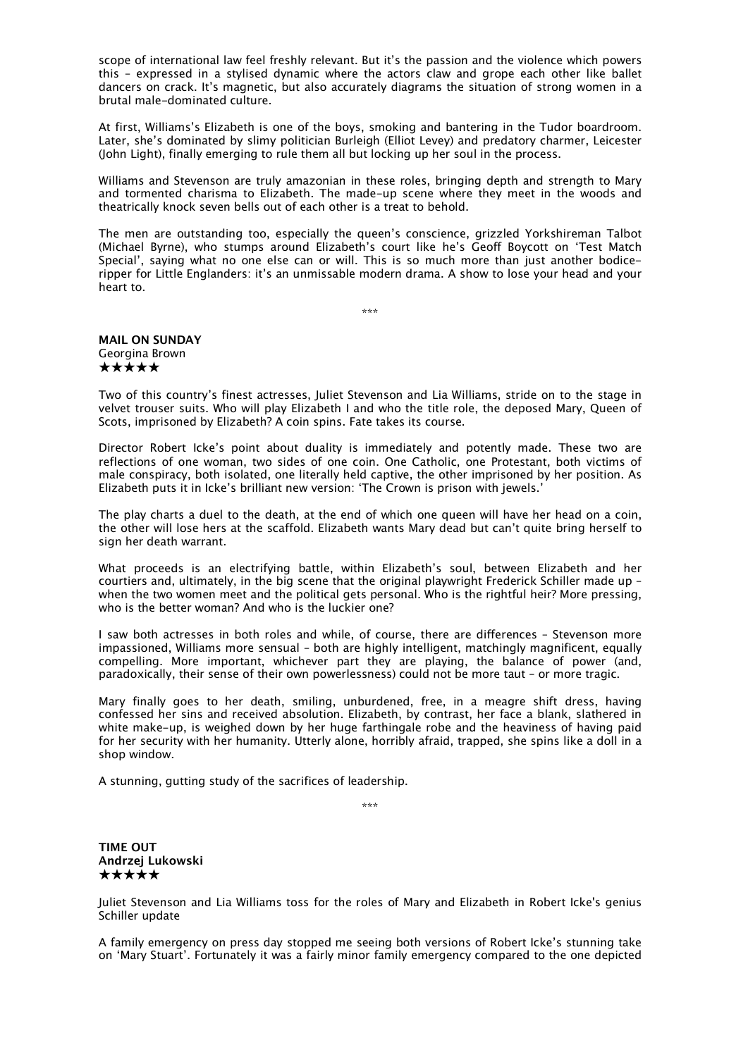scope of international law feel freshly relevant. But it's the passion and the violence which powers this – expressed in a stylised dynamic where the actors claw and grope each other like ballet dancers on crack. It's magnetic, but also accurately diagrams the situation of strong women in a brutal male-dominated culture.

At first, Williams's Elizabeth is one of the boys, smoking and bantering in the Tudor boardroom. Later, she's dominated by slimy politician Burleigh (Elliot Levey) and predatory charmer, Leicester (John Light), finally emerging to rule them all but locking up her soul in the process.

Williams and Stevenson are truly amazonian in these roles, bringing depth and strength to Mary and tormented charisma to Elizabeth. The made-up scene where they meet in the woods and theatrically knock seven bells out of each other is a treat to behold.

The men are outstanding too, especially the queen's conscience, grizzled Yorkshireman Talbot (Michael Byrne), who stumps around Elizabeth's court like he's Geoff Boycott on 'Test Match Special', saying what no one else can or will. This is so much more than just another bodice-ripper for Little Englanders: it's an unmissable modern drama. A show to lose your head and your heart to.

\*\*\*

**MAIL ON SUNDAY**
Georgina Brown
★★★★★

Two of this country's finest actresses, Juliet Stevenson and Lia Williams, stride on to the stage in velvet trouser suits. Who will play Elizabeth I and who the title role, the deposed Mary, Queen of Scots, imprisoned by Elizabeth? A coin spins. Fate takes its course.

Director Robert Icke's point about duality is immediately and potently made. These two are reflections of one woman, two sides of one coin. One Catholic, one Protestant, both victims of male conspiracy, both isolated, one literally held captive, the other imprisoned by her position. As Elizabeth puts it in Icke's brilliant new version: 'The Crown is prison with jewels.'

The play charts a duel to the death, at the end of which one queen will have her head on a coin, the other will lose hers at the scaffold. Elizabeth wants Mary dead but can't quite bring herself to sign her death warrant.

What proceeds is an electrifying battle, within Elizabeth's soul, between Elizabeth and her courtiers and, ultimately, in the big scene that the original playwright Frederick Schiller made up – when the two women meet and the political gets personal. Who is the rightful heir? More pressing, who is the better woman? And who is the luckier one?

I saw both actresses in both roles and while, of course, there are differences – Stevenson more impassioned, Williams more sensual – both are highly intelligent, matchingly magnificent, equally compelling. More important, whichever part they are playing, the balance of power (and, paradoxically, their sense of their own powerlessness) could not be more taut – or more tragic.

Mary finally goes to her death, smiling, unburdened, free, in a meagre shift dress, having confessed her sins and received absolution. Elizabeth, by contrast, her face a blank, slathered in white make-up, is weighed down by her huge farthingale robe and the heaviness of having paid for her security with her humanity. Utterly alone, horribly afraid, trapped, she spins like a doll in a shop window.

A stunning, gutting study of the sacrifices of leadership.

\*\*\*

**TIME OUT**
**Andrzej Lukowski**
★★★★★

Juliet Stevenson and Lia Williams toss for the roles of Mary and Elizabeth in Robert Icke's genius Schiller update

A family emergency on press day stopped me seeing both versions of Robert Icke's stunning take on 'Mary Stuart'. Fortunately it was a fairly minor family emergency compared to the one depicted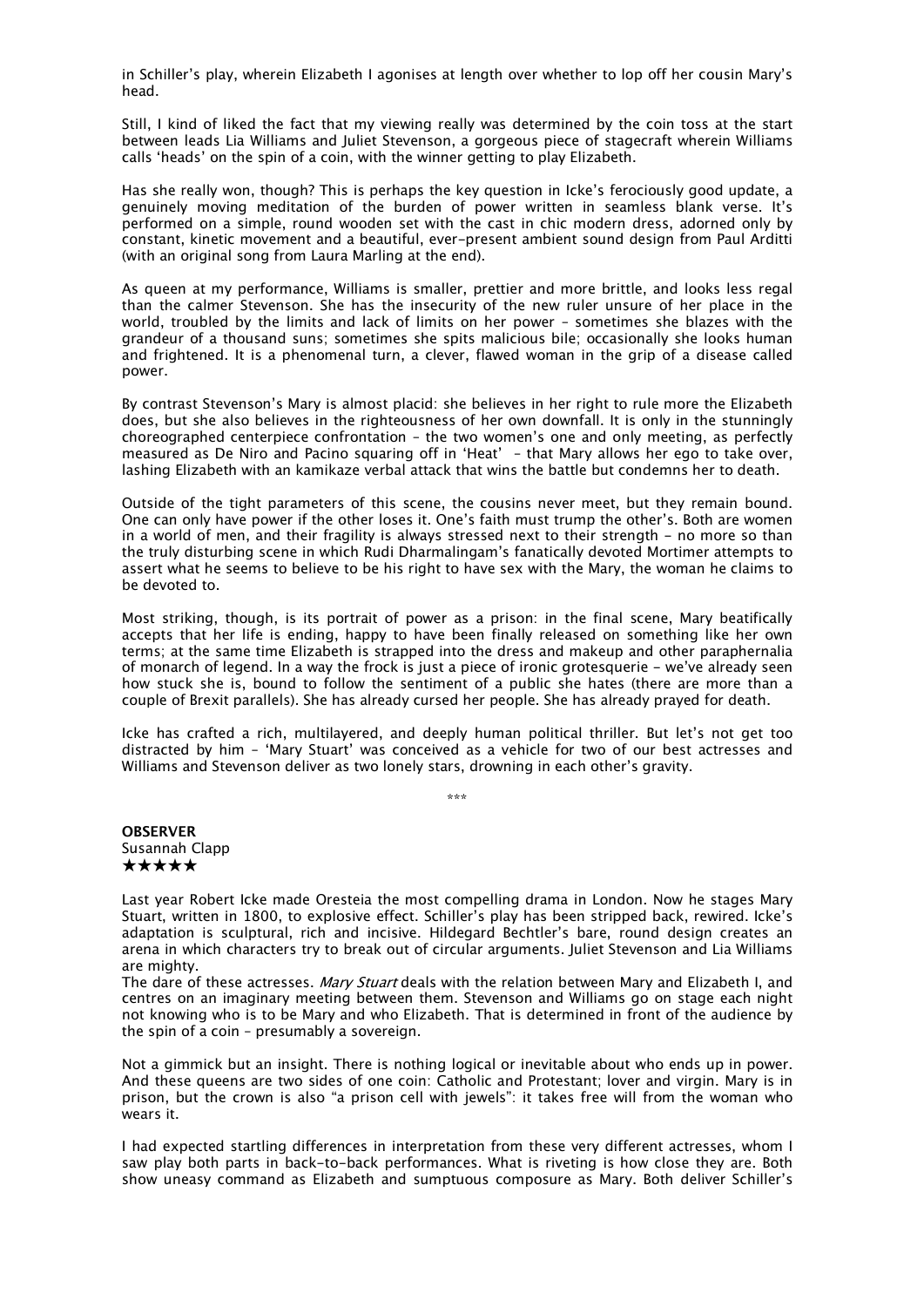in Schiller's play, wherein Elizabeth I agonises at length over whether to lop off her cousin Mary's head.

Still, I kind of liked the fact that my viewing really was determined by the coin toss at the start between leads Lia Williams and Juliet Stevenson, a gorgeous piece of stagecraft wherein Williams calls 'heads' on the spin of a coin, with the winner getting to play Elizabeth.

Has she really won, though? This is perhaps the key question in Icke's ferociously good update, a genuinely moving meditation of the burden of power written in seamless blank verse. It's performed on a simple, round wooden set with the cast in chic modern dress, adorned only by constant, kinetic movement and a beautiful, ever-present ambient sound design from Paul Arditti (with an original song from Laura Marling at the end).

As queen at my performance, Williams is smaller, prettier and more brittle, and looks less regal than the calmer Stevenson. She has the insecurity of the new ruler unsure of her place in the world, troubled by the limits and lack of limits on her power – sometimes she blazes with the grandeur of a thousand suns; sometimes she spits malicious bile; occasionally she looks human and frightened. It is a phenomenal turn, a clever, flawed woman in the grip of a disease called power.

By contrast Stevenson's Mary is almost placid: she believes in her right to rule more the Elizabeth does, but she also believes in the righteousness of her own downfall. It is only in the stunningly choreographed centerpiece confrontation – the two women's one and only meeting, as perfectly measured as De Niro and Pacino squaring off in 'Heat' – that Mary allows her ego to take over, lashing Elizabeth with an kamikaze verbal attack that wins the battle but condemns her to death.

Outside of the tight parameters of this scene, the cousins never meet, but they remain bound. One can only have power if the other loses it. One's faith must trump the other's. Both are women in a world of men, and their fragility is always stressed next to their strength – no more so than the truly disturbing scene in which Rudi Dharmalingam's fanatically devoted Mortimer attempts to assert what he seems to believe to be his right to have sex with the Mary, the woman he claims to be devoted to.

Most striking, though, is its portrait of power as a prison: in the final scene, Mary beatifically accepts that her life is ending, happy to have been finally released on something like her own terms; at the same time Elizabeth is strapped into the dress and makeup and other paraphernalia of monarch of legend. In a way the frock is just a piece of ironic grotesquerie – we've already seen how stuck she is, bound to follow the sentiment of a public she hates (there are more than a couple of Brexit parallels). She has already cursed her people. She has already prayed for death.

Icke has crafted a rich, multilayered, and deeply human political thriller. But let's not get too distracted by him – 'Mary Stuart' was conceived as a vehicle for two of our best actresses and Williams and Stevenson deliver as two lonely stars, drowning in each other's gravity.

\*\*\*

**OBSERVER**
Susannah Clapp
★★★★★

Last year Robert Icke made Oresteia the most compelling drama in London. Now he stages Mary Stuart, written in 1800, to explosive effect. Schiller's play has been stripped back, rewired. Icke's adaptation is sculptural, rich and incisive. Hildegard Bechtler's bare, round design creates an arena in which characters try to break out of circular arguments. Juliet Stevenson and Lia Williams are mighty.
The dare of these actresses. *Mary Stuart* deals with the relation between Mary and Elizabeth I, and centres on an imaginary meeting between them. Stevenson and Williams go on stage each night not knowing who is to be Mary and who Elizabeth. That is determined in front of the audience by the spin of a coin – presumably a sovereign.

Not a gimmick but an insight. There is nothing logical or inevitable about who ends up in power. And these queens are two sides of one coin: Catholic and Protestant; lover and virgin. Mary is in prison, but the crown is also "a prison cell with jewels": it takes free will from the woman who wears it.

I had expected startling differences in interpretation from these very different actresses, whom I saw play both parts in back-to-back performances. What is riveting is how close they are. Both show uneasy command as Elizabeth and sumptuous composure as Mary. Both deliver Schiller's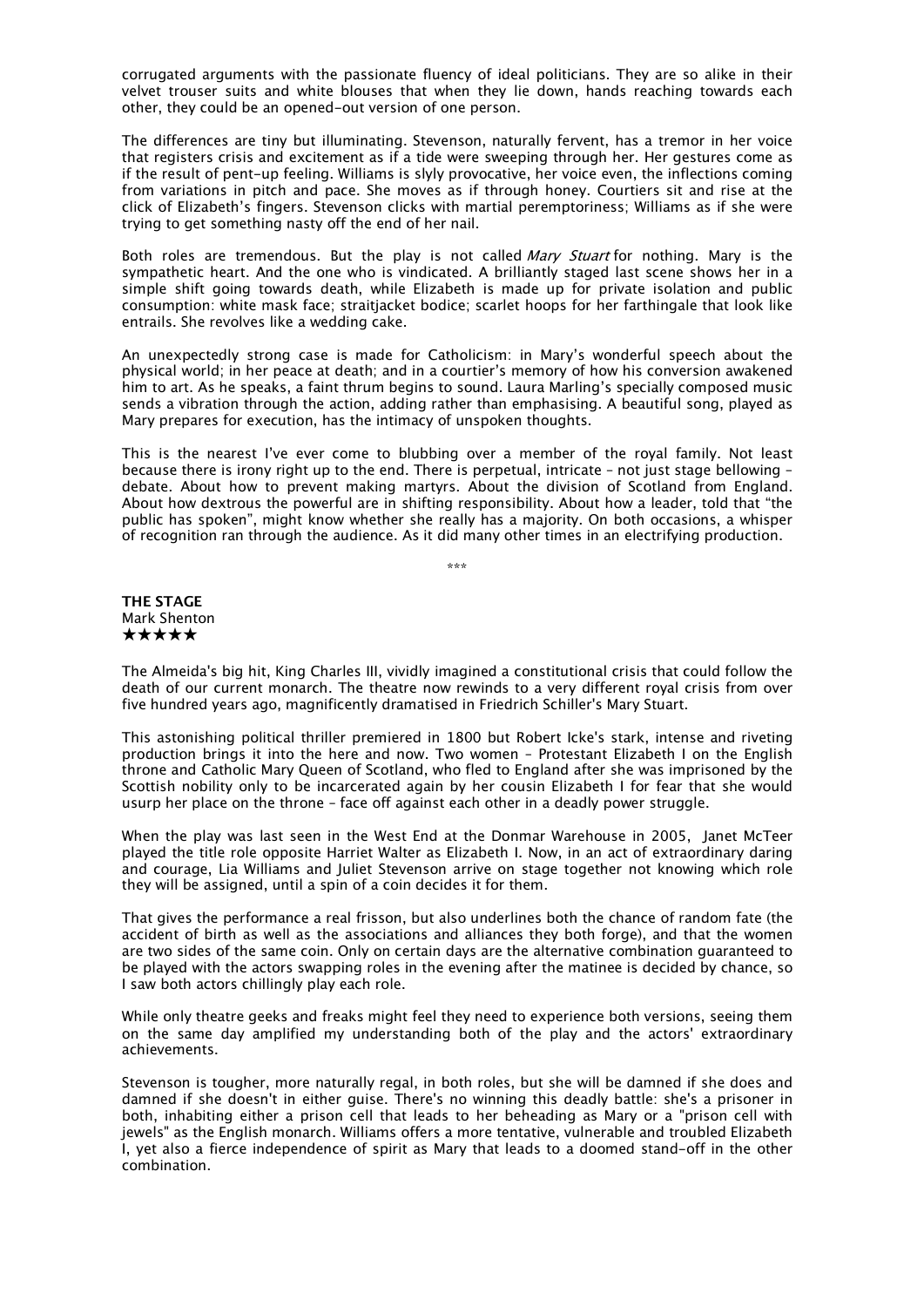corrugated arguments with the passionate fluency of ideal politicians. They are so alike in their velvet trouser suits and white blouses that when they lie down, hands reaching towards each other, they could be an opened-out version of one person.

The differences are tiny but illuminating. Stevenson, naturally fervent, has a tremor in her voice that registers crisis and excitement as if a tide were sweeping through her. Her gestures come as if the result of pent-up feeling. Williams is slyly provocative, her voice even, the inflections coming from variations in pitch and pace. She moves as if through honey. Courtiers sit and rise at the click of Elizabeth's fingers. Stevenson clicks with martial peremptoriness; Williams as if she were trying to get something nasty off the end of her nail.

Both roles are tremendous. But the play is not called *Mary Stuart* for nothing. Mary is the sympathetic heart. And the one who is vindicated. A brilliantly staged last scene shows her in a simple shift going towards death, while Elizabeth is made up for private isolation and public consumption: white mask face; straitjacket bodice; scarlet hoops for her farthingale that look like entrails. She revolves like a wedding cake.

An unexpectedly strong case is made for Catholicism: in Mary's wonderful speech about the physical world; in her peace at death; and in a courtier's memory of how his conversion awakened him to art. As he speaks, a faint thrum begins to sound. Laura Marling's specially composed music sends a vibration through the action, adding rather than emphasising. A beautiful song, played as Mary prepares for execution, has the intimacy of unspoken thoughts.

This is the nearest I've ever come to blubbing over a member of the royal family. Not least because there is irony right up to the end. There is perpetual, intricate – not just stage bellowing – debate. About how to prevent making martyrs. About the division of Scotland from England. About how dextrous the powerful are in shifting responsibility. About how a leader, told that "the public has spoken", might know whether she really has a majority. On both occasions, a whisper of recognition ran through the audience. As it did many other times in an electrifying production.

***

**THE STAGE**
Mark Shenton
★★★★★

The Almeida's big hit, King Charles III, vividly imagined a constitutional crisis that could follow the death of our current monarch. The theatre now rewinds to a very different royal crisis from over five hundred years ago, magnificently dramatised in Friedrich Schiller's Mary Stuart.

This astonishing political thriller premiered in 1800 but Robert Icke's stark, intense and riveting production brings it into the here and now. Two women – Protestant Elizabeth I on the English throne and Catholic Mary Queen of Scotland, who fled to England after she was imprisoned by the Scottish nobility only to be incarcerated again by her cousin Elizabeth I for fear that she would usurp her place on the throne – face off against each other in a deadly power struggle.

When the play was last seen in the West End at the Donmar Warehouse in 2005, Janet McTeer played the title role opposite Harriet Walter as Elizabeth I. Now, in an act of extraordinary daring and courage, Lia Williams and Juliet Stevenson arrive on stage together not knowing which role they will be assigned, until a spin of a coin decides it for them.

That gives the performance a real frisson, but also underlines both the chance of random fate (the accident of birth as well as the associations and alliances they both forge), and that the women are two sides of the same coin. Only on certain days are the alternative combination guaranteed to be played with the actors swapping roles in the evening after the matinee is decided by chance, so I saw both actors chillingly play each role.

While only theatre geeks and freaks might feel they need to experience both versions, seeing them on the same day amplified my understanding both of the play and the actors' extraordinary achievements.

Stevenson is tougher, more naturally regal, in both roles, but she will be damned if she does and damned if she doesn't in either guise. There's no winning this deadly battle: she's a prisoner in both, inhabiting either a prison cell that leads to her beheading as Mary or a "prison cell with jewels" as the English monarch. Williams offers a more tentative, vulnerable and troubled Elizabeth I, yet also a fierce independence of spirit as Mary that leads to a doomed stand-off in the other combination.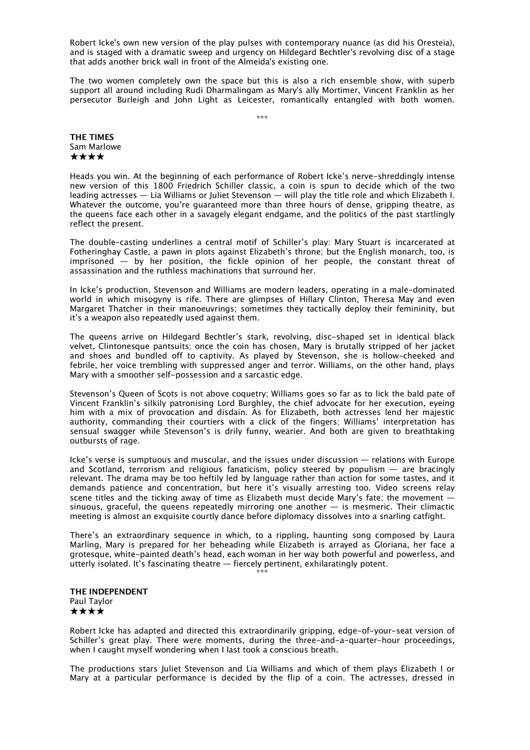Robert Icke's own new version of the play pulses with contemporary nuance (as did his Oresteia), and is staged with a dramatic sweep and urgency on Hildegard Bechtler's revolving disc of a stage that adds another brick wall in front of the Almeida's existing one.

The two women completely own the space but this is also a rich ensemble show, with superb support all around including Rudi Dharmalingam as Mary's ally Mortimer, Vincent Franklin as her persecutor Burleigh and John Light as Leicester, romantically entangled with both women.

\*\*\*

**THE TIMES**
Sam Marlowe
★★★★

Heads you win. At the beginning of each performance of Robert Icke's nerve-shreddingly intense new version of this 1800 Friedrich Schiller classic, a coin is spun to decide which of the two leading actresses — Lia Williams or Juliet Stevenson — will play the title role and which Elizabeth I. Whatever the outcome, you're guaranteed more than three hours of dense, gripping theatre, as the queens face each other in a savagely elegant endgame, and the politics of the past startlingly reflect the present.

The double-casting underlines a central motif of Schiller's play: Mary Stuart is incarcerated at Fotheringhay Castle, a pawn in plots against Elizabeth's throne; but the English monarch, too, is imprisoned — by her position, the fickle opinion of her people, the constant threat of assassination and the ruthless machinations that surround her.

In Icke's production, Stevenson and Williams are modern leaders, operating in a male-dominated world in which misogyny is rife. There are glimpses of Hillary Clinton, Theresa May and even Margaret Thatcher in their manoeuvrings; sometimes they tactically deploy their femininity, but it's a weapon also repeatedly used against them.

The queens arrive on Hildegard Bechtler's stark, revolving, disc-shaped set in identical black velvet, Clintonesque pantsuits; once the coin has chosen, Mary is brutally stripped of her jacket and shoes and bundled off to captivity. As played by Stevenson, she is hollow-cheeked and febrile, her voice trembling with suppressed anger and terror. Williams, on the other hand, plays Mary with a smoother self-possession and a sarcastic edge.

Stevenson's Queen of Scots is not above coquetry; Williams goes so far as to lick the bald pate of Vincent Franklin's silkily patronising Lord Burghley, the chief advocate for her execution, eyeing him with a mix of provocation and disdain. As for Elizabeth, both actresses lend her majestic authority, commanding their courtiers with a click of the fingers; Williams' interpretation has sensual swagger while Stevenson's is drily funny, wearier. And both are given to breathtaking outbursts of rage.

Icke's verse is sumptuous and muscular, and the issues under discussion — relations with Europe and Scotland, terrorism and religious fanaticism, policy steered by populism — are bracingly relevant. The drama may be too heftily led by language rather than action for some tastes, and it demands patience and concentration, but here it's visually arresting too. Video screens relay scene titles and the ticking away of time as Elizabeth must decide Mary's fate; the movement — sinuous, graceful, the queens repeatedly mirroring one another — is mesmeric. Their climactic meeting is almost an exquisite courtly dance before diplomacy dissolves into a snarling catfight.

There's an extraordinary sequence in which, to a rippling, haunting song composed by Laura Marling, Mary is prepared for her beheading while Elizabeth is arrayed as Gloriana, her face a grotesque, white-painted death's head, each woman in her way both powerful and powerless, and utterly isolated. It's fascinating theatre — fiercely pertinent, exhilaratingly potent.

\*\*\*

**THE INDEPENDENT**
Paul Taylor
★★★★

Robert Icke has adapted and directed this extraordinarily gripping, edge-of-your-seat version of Schiller's great play. There were moments, during the three-and-a-quarter-hour proceedings, when I caught myself wondering when I last took a conscious breath.

The productions stars Juliet Stevenson and Lia Williams and which of them plays Elizabeth I or Mary at a particular performance is decided by the flip of a coin. The actresses, dressed in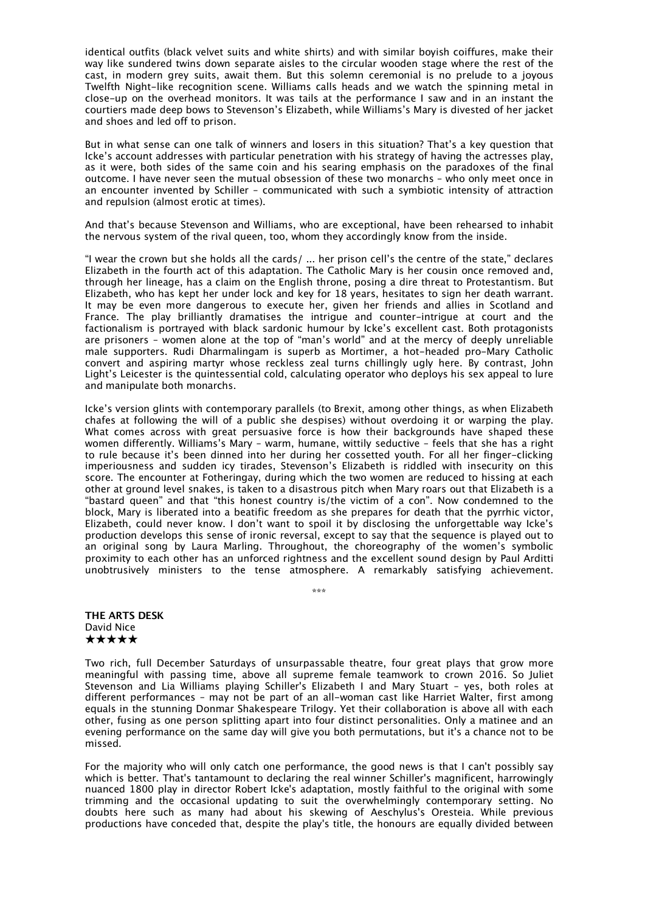identical outfits (black velvet suits and white shirts) and with similar boyish coiffures, make their way like sundered twins down separate aisles to the circular wooden stage where the rest of the cast, in modern grey suits, await them. But this solemn ceremonial is no prelude to a joyous Twelfth Night-like recognition scene. Williams calls heads and we watch the spinning metal in close-up on the overhead monitors. It was tails at the performance I saw and in an instant the courtiers made deep bows to Stevenson's Elizabeth, while Williams's Mary is divested of her jacket and shoes and led off to prison.

But in what sense can one talk of winners and losers in this situation? That's a key question that Icke's account addresses with particular penetration with his strategy of having the actresses play, as it were, both sides of the same coin and his searing emphasis on the paradoxes of the final outcome. I have never seen the mutual obsession of these two monarchs – who only meet once in an encounter invented by Schiller – communicated with such a symbiotic intensity of attraction and repulsion (almost erotic at times).

And that's because Stevenson and Williams, who are exceptional, have been rehearsed to inhabit the nervous system of the rival queen, too, whom they accordingly know from the inside.

"I wear the crown but she holds all the cards/ ... her prison cell's the centre of the state," declares Elizabeth in the fourth act of this adaptation. The Catholic Mary is her cousin once removed and, through her lineage, has a claim on the English throne, posing a dire threat to Protestantism. But Elizabeth, who has kept her under lock and key for 18 years, hesitates to sign her death warrant. It may be even more dangerous to execute her, given her friends and allies in Scotland and France. The play brilliantly dramatises the intrigue and counter-intrigue at court and the factionalism is portrayed with black sardonic humour by Icke's excellent cast. Both protagonists are prisoners – women alone at the top of "man's world" and at the mercy of deeply unreliable male supporters. Rudi Dharmalingam is superb as Mortimer, a hot-headed pro-Mary Catholic convert and aspiring martyr whose reckless zeal turns chillingly ugly here. By contrast, John Light's Leicester is the quintessential cold, calculating operator who deploys his sex appeal to lure and manipulate both monarchs.

Icke's version glints with contemporary parallels (to Brexit, among other things, as when Elizabeth chafes at following the will of a public she despises) without overdoing it or warping the play. What comes across with great persuasive force is how their backgrounds have shaped these women differently. Williams's Mary – warm, humane, wittily seductive – feels that she has a right to rule because it's been dinned into her during her cossetted youth. For all her finger-clicking imperiousness and sudden icy tirades, Stevenson's Elizabeth is riddled with insecurity on this score. The encounter at Fotheringay, during which the two women are reduced to hissing at each other at ground level snakes, is taken to a disastrous pitch when Mary roars out that Elizabeth is a "bastard queen" and that "this honest country is/the victim of a con". Now condemned to the block, Mary is liberated into a beatific freedom as she prepares for death that the pyrrhic victor, Elizabeth, could never know. I don't want to spoil it by disclosing the unforgettable way Icke's production develops this sense of ironic reversal, except to say that the sequence is played out to an original song by Laura Marling. Throughout, the choreography of the women's symbolic proximity to each other has an unforced rightness and the excellent sound design by Paul Arditti unobtrusively ministers to the tense atmosphere. A remarkably satisfying achievement.

\*\*\*

**THE ARTS DESK**
David Nice
★★★★★

Two rich, full December Saturdays of unsurpassable theatre, four great plays that grow more meaningful with passing time, above all supreme female teamwork to crown 2016. So Juliet Stevenson and Lia Williams playing Schiller's Elizabeth I and Mary Stuart – yes, both roles at different performances – may not be part of an all-woman cast like Harriet Walter, first among equals in the stunning Donmar Shakespeare Trilogy. Yet their collaboration is above all with each other, fusing as one person splitting apart into four distinct personalities. Only a matinee and an evening performance on the same day will give you both permutations, but it's a chance not to be missed.

For the majority who will only catch one performance, the good news is that I can't possibly say which is better. That's tantamount to declaring the real winner Schiller's magnificent, harrowingly nuanced 1800 play in director Robert Icke's adaptation, mostly faithful to the original with some trimming and the occasional updating to suit the overwhelmingly contemporary setting. No doubts here such as many had about his skewing of Aeschylus's Oresteia. While previous productions have conceded that, despite the play's title, the honours are equally divided between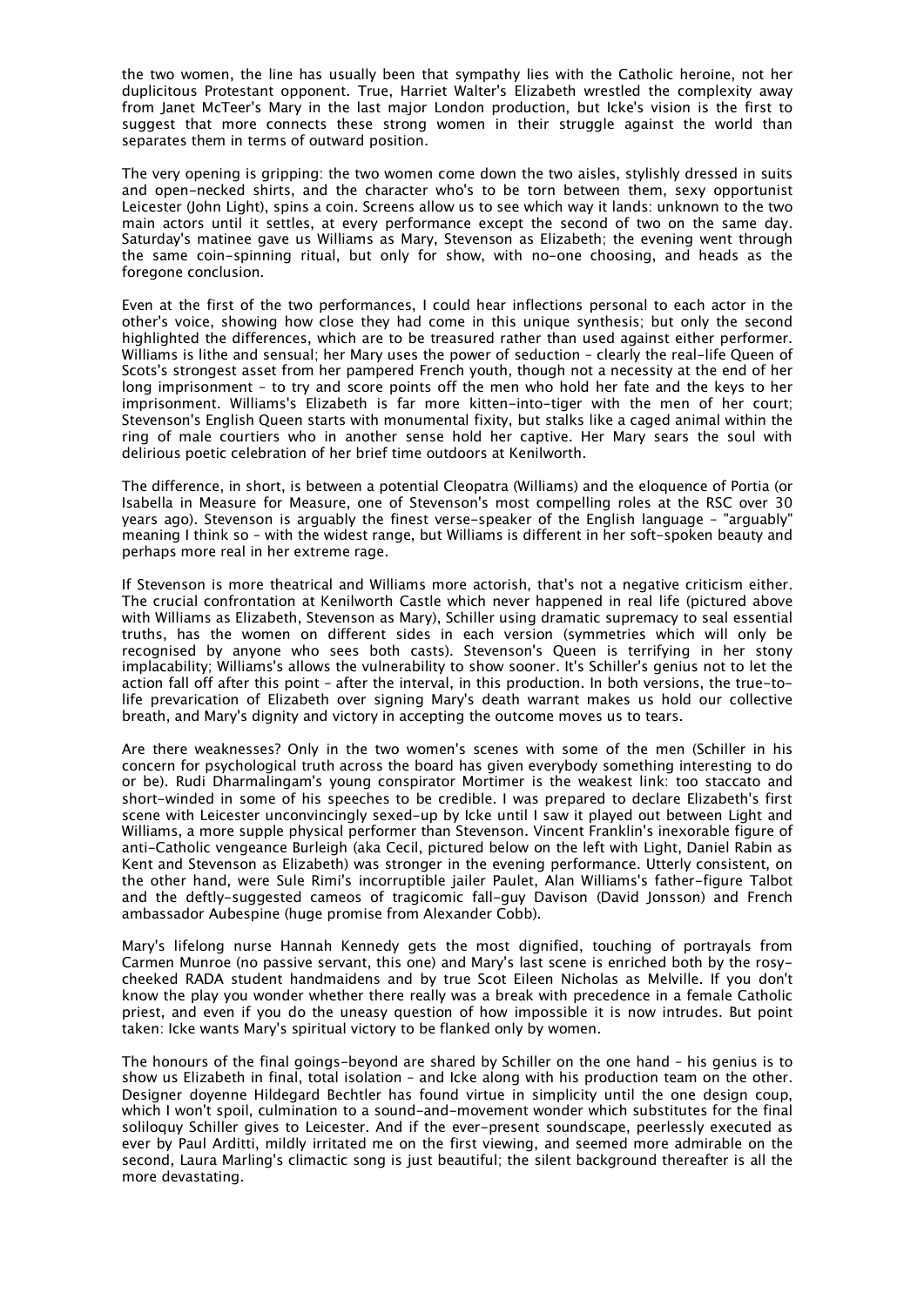the two women, the line has usually been that sympathy lies with the Catholic heroine, not her duplicitous Protestant opponent. True, Harriet Walter's Elizabeth wrestled the complexity away from Janet McTeer's Mary in the last major London production, but Icke's vision is the first to suggest that more connects these strong women in their struggle against the world than separates them in terms of outward position.

The very opening is gripping: the two women come down the two aisles, stylishly dressed in suits and open-necked shirts, and the character who's to be torn between them, sexy opportunist Leicester (John Light), spins a coin. Screens allow us to see which way it lands: unknown to the two main actors until it settles, at every performance except the second of two on the same day. Saturday's matinee gave us Williams as Mary, Stevenson as Elizabeth; the evening went through the same coin-spinning ritual, but only for show, with no-one choosing, and heads as the foregone conclusion.

Even at the first of the two performances, I could hear inflections personal to each actor in the other's voice, showing how close they had come in this unique synthesis; but only the second highlighted the differences, which are to be treasured rather than used against either performer. Williams is lithe and sensual; her Mary uses the power of seduction – clearly the real-life Queen of Scots's strongest asset from her pampered French youth, though not a necessity at the end of her long imprisonment – to try and score points off the men who hold her fate and the keys to her imprisonment. Williams's Elizabeth is far more kitten-into-tiger with the men of her court; Stevenson's English Queen starts with monumental fixity, but stalks like a caged animal within the ring of male courtiers who in another sense hold her captive. Her Mary sears the soul with delirious poetic celebration of her brief time outdoors at Kenilworth.

The difference, in short, is between a potential Cleopatra (Williams) and the eloquence of Portia (or Isabella in Measure for Measure, one of Stevenson's most compelling roles at the RSC over 30 years ago). Stevenson is arguably the finest verse-speaker of the English language – "arguably" meaning I think so – with the widest range, but Williams is different in her soft-spoken beauty and perhaps more real in her extreme rage.

If Stevenson is more theatrical and Williams more actorish, that's not a negative criticism either. The crucial confrontation at Kenilworth Castle which never happened in real life (pictured above with Williams as Elizabeth, Stevenson as Mary), Schiller using dramatic supremacy to seal essential truths, has the women on different sides in each version (symmetries which will only be recognised by anyone who sees both casts). Stevenson's Queen is terrifying in her stony implacability; Williams's allows the vulnerability to show sooner. It's Schiller's genius not to let the action fall off after this point – after the interval, in this production. In both versions, the true-to-life prevarication of Elizabeth over signing Mary's death warrant makes us hold our collective breath, and Mary's dignity and victory in accepting the outcome moves us to tears.

Are there weaknesses? Only in the two women's scenes with some of the men (Schiller in his concern for psychological truth across the board has given everybody something interesting to do or be). Rudi Dharmalingam's young conspirator Mortimer is the weakest link: too staccato and short-winded in some of his speeches to be credible. I was prepared to declare Elizabeth's first scene with Leicester unconvincingly sexed-up by Icke until I saw it played out between Light and Williams, a more supple physical performer than Stevenson. Vincent Franklin's inexorable figure of anti-Catholic vengeance Burleigh (aka Cecil, pictured below on the left with Light, Daniel Rabin as Kent and Stevenson as Elizabeth) was stronger in the evening performance. Utterly consistent, on the other hand, were Sule Rimi's incorruptible jailer Paulet, Alan Williams's father-figure Talbot and the deftly-suggested cameos of tragicomic fall-guy Davison (David Jonsson) and French ambassador Aubespine (huge promise from Alexander Cobb).

Mary's lifelong nurse Hannah Kennedy gets the most dignified, touching of portrayals from Carmen Munroe (no passive servant, this one) and Mary's last scene is enriched both by the rosy-cheeked RADA student handmaidens and by true Scot Eileen Nicholas as Melville. If you don't know the play you wonder whether there really was a break with precedence in a female Catholic priest, and even if you do the uneasy question of how impossible it is now intrudes. But point taken: Icke wants Mary's spiritual victory to be flanked only by women.

The honours of the final goings-beyond are shared by Schiller on the one hand – his genius is to show us Elizabeth in final, total isolation – and Icke along with his production team on the other. Designer doyenne Hildegard Bechtler has found virtue in simplicity until the one design coup, which I won't spoil, culmination to a sound-and-movement wonder which substitutes for the final soliloquy Schiller gives to Leicester. And if the ever-present soundscape, peerlessly executed as ever by Paul Arditti, mildly irritated me on the first viewing, and seemed more admirable on the second, Laura Marling's climactic song is just beautiful; the silent background thereafter is all the more devastating.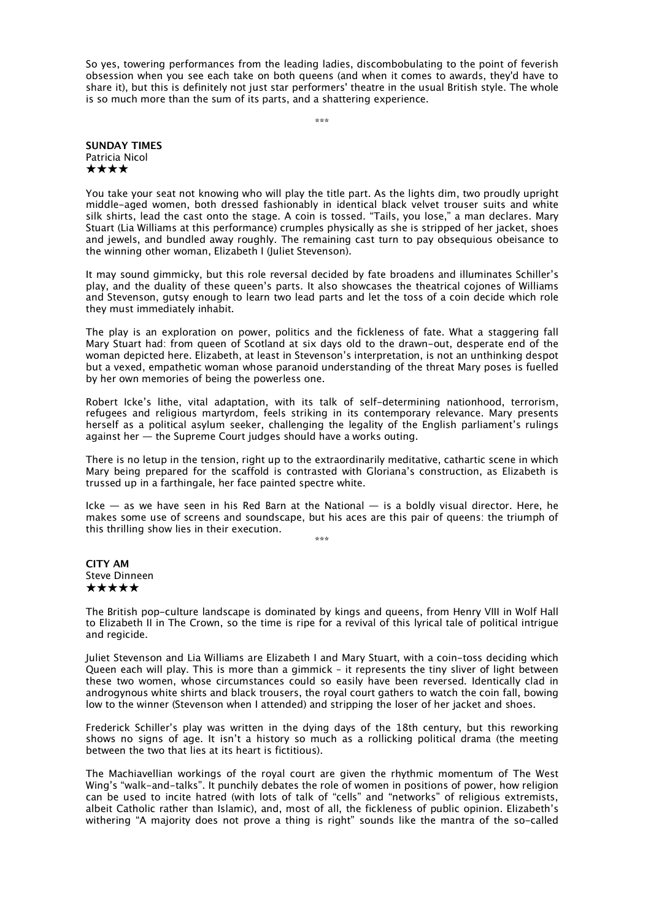So yes, towering performances from the leading ladies, discombobulating to the point of feverish obsession when you see each take on both queens (and when it comes to awards, they'd have to share it), but this is definitely not just star performers' theatre in the usual British style. The whole is so much more than the sum of its parts, and a shattering experience.

\*\*\*

**SUNDAY TIMES**
Patricia Nicol
★★★★

You take your seat not knowing who will play the title part. As the lights dim, two proudly upright middle-aged women, both dressed fashionably in identical black velvet trouser suits and white silk shirts, lead the cast onto the stage. A coin is tossed. "Tails, you lose," a man declares. Mary Stuart (Lia Williams at this performance) crumples physically as she is stripped of her jacket, shoes and jewels, and bundled away roughly. The remaining cast turn to pay obsequious obeisance to the winning other woman, Elizabeth I (Juliet Stevenson).

It may sound gimmicky, but this role reversal decided by fate broadens and illuminates Schiller's play, and the duality of these queen's parts. It also showcases the theatrical cojones of Williams and Stevenson, gutsy enough to learn two lead parts and let the toss of a coin decide which role they must immediately inhabit.

The play is an exploration on power, politics and the fickleness of fate. What a staggering fall Mary Stuart had: from queen of Scotland at six days old to the drawn-out, desperate end of the woman depicted here. Elizabeth, at least in Stevenson's interpretation, is not an unthinking despot but a vexed, empathetic woman whose paranoid understanding of the threat Mary poses is fuelled by her own memories of being the powerless one.

Robert Icke's lithe, vital adaptation, with its talk of self-determining nationhood, terrorism, refugees and religious martyrdom, feels striking in its contemporary relevance. Mary presents herself as a political asylum seeker, challenging the legality of the English parliament's rulings against her — the Supreme Court judges should have a works outing.

There is no letup in the tension, right up to the extraordinarily meditative, cathartic scene in which Mary being prepared for the scaffold is contrasted with Gloriana's construction, as Elizabeth is trussed up in a farthingale, her face painted spectre white.

Icke — as we have seen in his Red Barn at the National — is a boldly visual director. Here, he makes some use of screens and soundscape, but his aces are this pair of queens: the triumph of this thrilling show lies in their execution.

\*\*\*

**CITY AM**
Steve Dinneen
★★★★★

The British pop-culture landscape is dominated by kings and queens, from Henry VIII in Wolf Hall to Elizabeth II in The Crown, so the time is ripe for a revival of this lyrical tale of political intrigue and regicide.

Juliet Stevenson and Lia Williams are Elizabeth I and Mary Stuart, with a coin-toss deciding which Queen each will play. This is more than a gimmick – it represents the tiny sliver of light between these two women, whose circumstances could so easily have been reversed. Identically clad in androgynous white shirts and black trousers, the royal court gathers to watch the coin fall, bowing low to the winner (Stevenson when I attended) and stripping the loser of her jacket and shoes.

Frederick Schiller's play was written in the dying days of the 18th century, but this reworking shows no signs of age. It isn't a history so much as a rollicking political drama (the meeting between the two that lies at its heart is fictitious).

The Machiavellian workings of the royal court are given the rhythmic momentum of The West Wing's "walk-and-talks". It punchily debates the role of women in positions of power, how religion can be used to incite hatred (with lots of talk of "cells" and "networks" of religious extremists, albeit Catholic rather than Islamic), and, most of all, the fickleness of public opinion. Elizabeth's withering "A majority does not prove a thing is right" sounds like the mantra of the so-called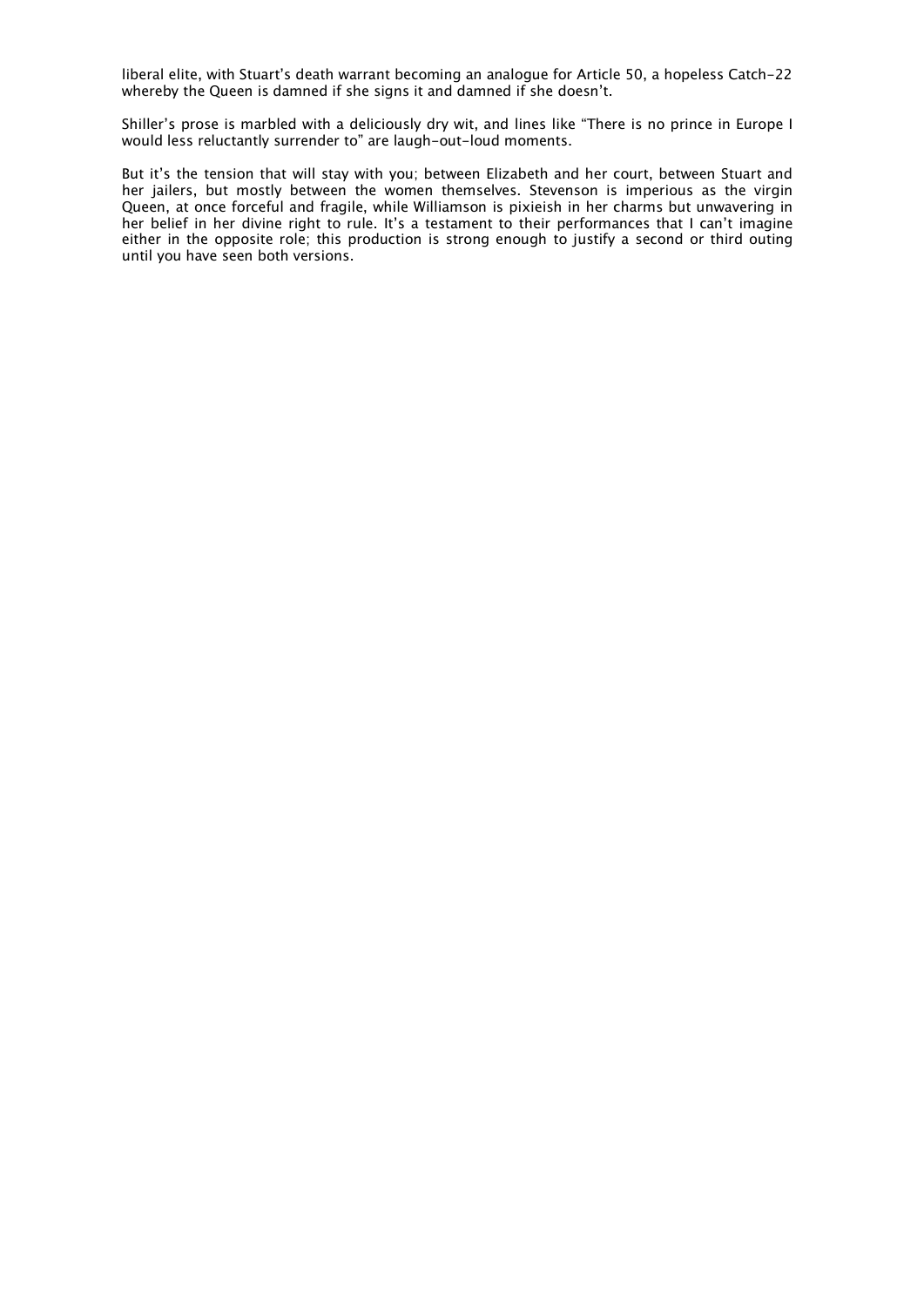liberal elite, with Stuart's death warrant becoming an analogue for Article 50, a hopeless Catch-22 whereby the Queen is damned if she signs it and damned if she doesn't.

Shiller's prose is marbled with a deliciously dry wit, and lines like "There is no prince in Europe I would less reluctantly surrender to" are laugh-out-loud moments.

But it's the tension that will stay with you; between Elizabeth and her court, between Stuart and her jailers, but mostly between the women themselves. Stevenson is imperious as the virgin Queen, at once forceful and fragile, while Williamson is pixieish in her charms but unwavering in her belief in her divine right to rule. It's a testament to their performances that I can't imagine either in the opposite role; this production is strong enough to justify a second or third outing until you have seen both versions.